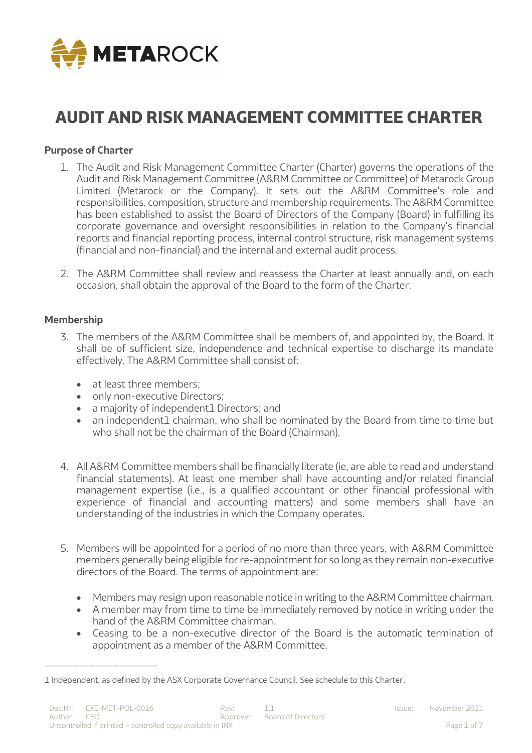# AUDIT AND RISK MANAGEMENT COMMITTEE CHARTER

## Purpose of Charter

1. The Audit and Risk Management Committee Charter (Charter) governs the operations of the Audit and Risk Management Committee (A&RM Committee or Committee) of Metarock Group Limited (Metarock or the Company). It sets out the A&RM Committee's role and responsibilities, composition, structure and membership requirements. The A&RM Committee has been established to assist the Board of Directors of the Company (Board) in fulfilling its corporate governance and oversight responsibilities in relation to the Company's financial reports and financial reporting process, internal control structure, risk management systems (financial and non-financial) and the internal and external audit process.

2. The A&RM Committee shall review and reassess the Charter at least annually and, on each occasion, shall obtain the approval of the Board to the form of the Charter.

## Membership

3. The members of the A&RM Committee shall be members of, and appointed by, the Board. It shall be of sufficient size, independence and technical expertise to discharge its mandate effectively. The A&RM Committee shall consist of:
   - at least three members;
   - only non-executive Directors;
   - a majority of independent[1] Directors; and
   - an independent[1] chairman, who shall be nominated by the Board from time to time but who shall not be the chairman of the Board (Chairman).

4. All A&RM Committee members shall be financially literate (ie, are able to read and understand financial statements). At least one member shall have accounting and/or related financial management expertise (i.e., is a qualified accountant or other financial professional with experience of financial and accounting matters) and some members shall have an understanding of the industries in which the Company operates.

5. Members will be appointed for a period of no more than three years, with A&RM Committee members generally being eligible for re-appointment for so long as they remain non-executive directors of the Board. The terms of appointment are:
   - Members may resign upon reasonable notice in writing to the A&RM Committee chairman.
   - A member may from time to time be immediately removed by notice in writing under the hand of the A&RM Committee chairman.
   - Ceasing to be a non-executive director of the Board is the automatic termination of appointment as a member of the A&RM Committee.

---

[1] Independent, as defined by the ASX Corporate Governance Council. See schedule to this Charter.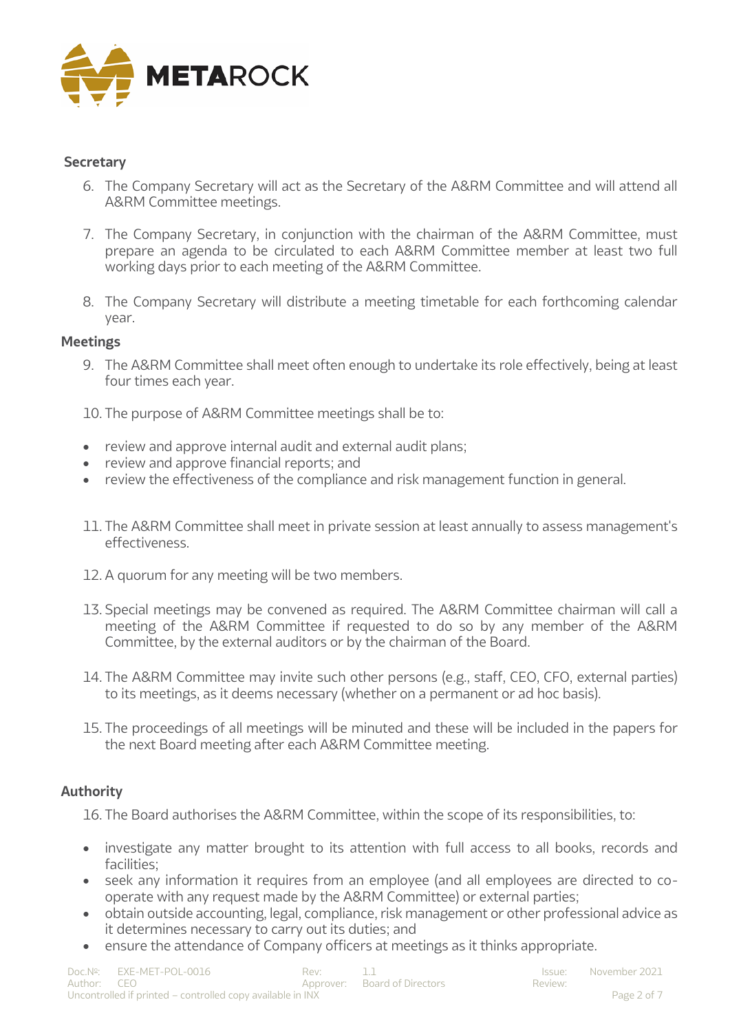**Secretary**

6. The Company Secretary will act as the Secretary of the A&RM Committee and will attend all A&RM Committee meetings.

7. The Company Secretary, in conjunction with the chairman of the A&RM Committee, must prepare an agenda to be circulated to each A&RM Committee member at least two full working days prior to each meeting of the A&RM Committee.

8. The Company Secretary will distribute a meeting timetable for each forthcoming calendar year.

**Meetings**

9. The A&RM Committee shall meet often enough to undertake its role effectively, being at least four times each year.

10. The purpose of A&RM Committee meetings shall be to:

- review and approve internal audit and external audit plans;
- review and approve financial reports; and
- review the effectiveness of the compliance and risk management function in general.

11. The A&RM Committee shall meet in private session at least annually to assess management's effectiveness.

12. A quorum for any meeting will be two members.

13. Special meetings may be convened as required. The A&RM Committee chairman will call a meeting of the A&RM Committee if requested to do so by any member of the A&RM Committee, by the external auditors or by the chairman of the Board.

14. The A&RM Committee may invite such other persons (e.g., staff, CEO, CFO, external parties) to its meetings, as it deems necessary (whether on a permanent or ad hoc basis).

15. The proceedings of all meetings will be minuted and these will be included in the papers for the next Board meeting after each A&RM Committee meeting.

**Authority**

16. The Board authorises the A&RM Committee, within the scope of its responsibilities, to:

- investigate any matter brought to its attention with full access to all books, records and facilities;
- seek any information it requires from an employee (and all employees are directed to co-operate with any request made by the A&RM Committee) or external parties;
- obtain outside accounting, legal, compliance, risk management or other professional advice as it determines necessary to carry out its duties; and
- ensure the attendance of Company officers at meetings as it thinks appropriate.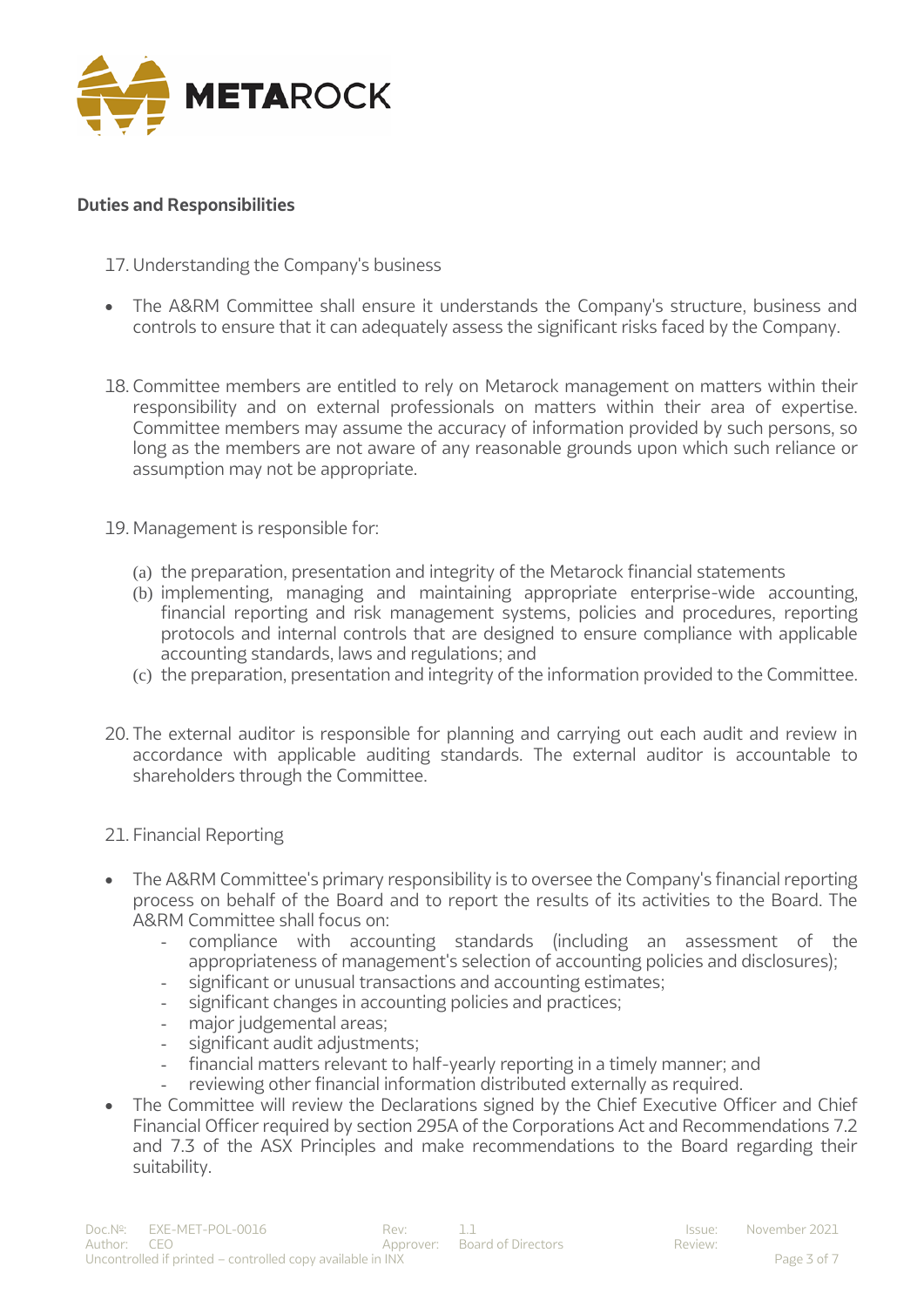**Duties and Responsibilities**

17. Understanding the Company's business

- The A&RM Committee shall ensure it understands the Company's structure, business and controls to ensure that it can adequately assess the significant risks faced by the Company.

18. Committee members are entitled to rely on Metarock management on matters within their responsibility and on external professionals on matters within their area of expertise. Committee members may assume the accuracy of information provided by such persons, so long as the members are not aware of any reasonable grounds upon which such reliance or assumption may not be appropriate.

19. Management is responsible for:

    (a) the preparation, presentation and integrity of the Metarock financial statements
    (b) implementing, managing and maintaining appropriate enterprise-wide accounting, financial reporting and risk management systems, policies and procedures, reporting protocols and internal controls that are designed to ensure compliance with applicable accounting standards, laws and regulations; and
    (c) the preparation, presentation and integrity of the information provided to the Committee.

20. The external auditor is responsible for planning and carrying out each audit and review in accordance with applicable auditing standards. The external auditor is accountable to shareholders through the Committee.

21. Financial Reporting

- The A&RM Committee's primary responsibility is to oversee the Company's financial reporting process on behalf of the Board and to report the results of its activities to the Board. The A&RM Committee shall focus on:
    - compliance with accounting standards (including an assessment of the appropriateness of management's selection of accounting policies and disclosures);
    - significant or unusual transactions and accounting estimates;
    - significant changes in accounting policies and practices;
    - major judgemental areas;
    - significant audit adjustments;
    - financial matters relevant to half-yearly reporting in a timely manner; and
    - reviewing other financial information distributed externally as required.
- The Committee will review the Declarations signed by the Chief Executive Officer and Chief Financial Officer required by section 295A of the Corporations Act and Recommendations 7.2 and 7.3 of the ASX Principles and make recommendations to the Board regarding their suitability.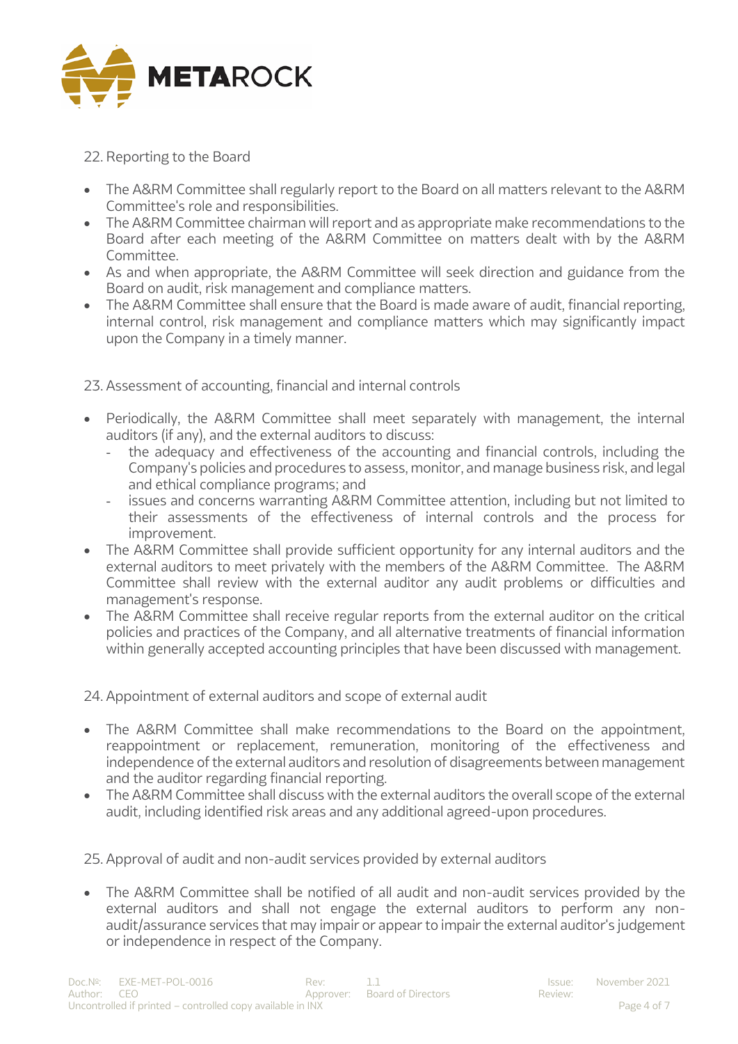## 22. Reporting to the Board

- The A&RM Committee shall regularly report to the Board on all matters relevant to the A&RM Committee's role and responsibilities.
- The A&RM Committee chairman will report and as appropriate make recommendations to the Board after each meeting of the A&RM Committee on matters dealt with by the A&RM Committee.
- As and when appropriate, the A&RM Committee will seek direction and guidance from the Board on audit, risk management and compliance matters.
- The A&RM Committee shall ensure that the Board is made aware of audit, financial reporting, internal control, risk management and compliance matters which may significantly impact upon the Company in a timely manner.

## 23. Assessment of accounting, financial and internal controls

- Periodically, the A&RM Committee shall meet separately with management, the internal auditors (if any), and the external auditors to discuss:
  - the adequacy and effectiveness of the accounting and financial controls, including the Company's policies and procedures to assess, monitor, and manage business risk, and legal and ethical compliance programs; and
  - issues and concerns warranting A&RM Committee attention, including but not limited to their assessments of the effectiveness of internal controls and the process for improvement.
- The A&RM Committee shall provide sufficient opportunity for any internal auditors and the external auditors to meet privately with the members of the A&RM Committee. The A&RM Committee shall review with the external auditor any audit problems or difficulties and management's response.
- The A&RM Committee shall receive regular reports from the external auditor on the critical policies and practices of the Company, and all alternative treatments of financial information within generally accepted accounting principles that have been discussed with management.

## 24. Appointment of external auditors and scope of external audit

- The A&RM Committee shall make recommendations to the Board on the appointment, reappointment or replacement, remuneration, monitoring of the effectiveness and independence of the external auditors and resolution of disagreements between management and the auditor regarding financial reporting.
- The A&RM Committee shall discuss with the external auditors the overall scope of the external audit, including identified risk areas and any additional agreed-upon procedures.

## 25. Approval of audit and non-audit services provided by external auditors

- The A&RM Committee shall be notified of all audit and non-audit services provided by the external auditors and shall not engage the external auditors to perform any non-audit/assurance services that may impair or appear to impair the external auditor's judgement or independence in respect of the Company.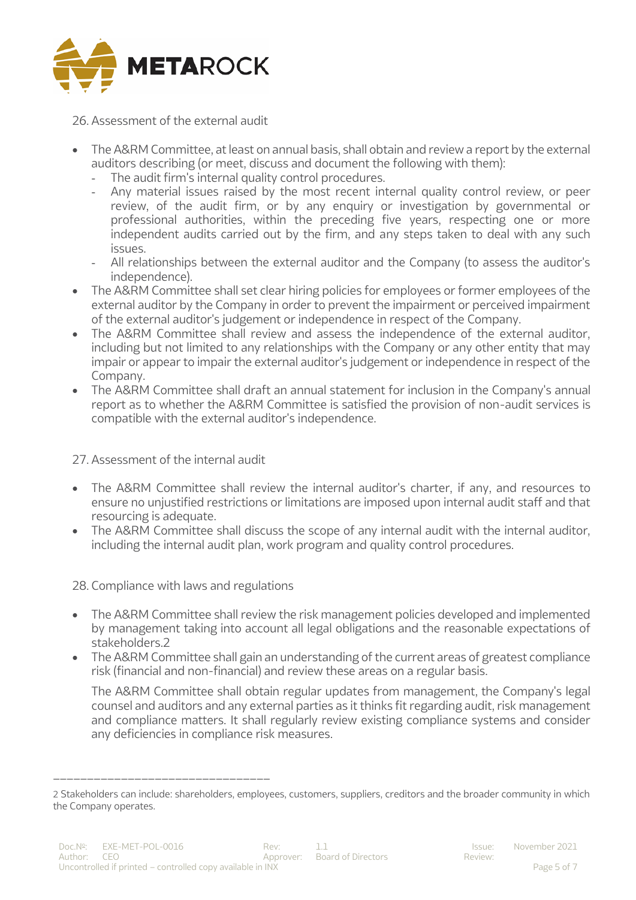## 26. Assessment of the external audit

- The A&RM Committee, at least on annual basis, shall obtain and review a report by the external auditors describing (or meet, discuss and document the following with them):
  - The audit firm's internal quality control procedures.
  - Any material issues raised by the most recent internal quality control review, or peer review, of the audit firm, or by any enquiry or investigation by governmental or professional authorities, within the preceding five years, respecting one or more independent audits carried out by the firm, and any steps taken to deal with any such issues.
  - All relationships between the external auditor and the Company (to assess the auditor's independence).
- The A&RM Committee shall set clear hiring policies for employees or former employees of the external auditor by the Company in order to prevent the impairment or perceived impairment of the external auditor's judgement or independence in respect of the Company.
- The A&RM Committee shall review and assess the independence of the external auditor, including but not limited to any relationships with the Company or any other entity that may impair or appear to impair the external auditor's judgement or independence in respect of the Company.
- The A&RM Committee shall draft an annual statement for inclusion in the Company's annual report as to whether the A&RM Committee is satisfied the provision of non-audit services is compatible with the external auditor's independence.

## 27. Assessment of the internal audit

- The A&RM Committee shall review the internal auditor's charter, if any, and resources to ensure no unjustified restrictions or limitations are imposed upon internal audit staff and that resourcing is adequate.
- The A&RM Committee shall discuss the scope of any internal audit with the internal auditor, including the internal audit plan, work program and quality control procedures.

## 28. Compliance with laws and regulations

- The A&RM Committee shall review the risk management policies developed and implemented by management taking into account all legal obligations and the reasonable expectations of stakeholders.[2]
- The A&RM Committee shall gain an understanding of the current areas of greatest compliance risk (financial and non-financial) and review these areas on a regular basis.

  The A&RM Committee shall obtain regular updates from management, the Company's legal counsel and auditors and any external parties as it thinks fit regarding audit, risk management and compliance matters. It shall regularly review existing compliance systems and consider any deficiencies in compliance risk measures.

---

[2] Stakeholders can include: shareholders, employees, customers, suppliers, creditors and the broader community in which the Company operates.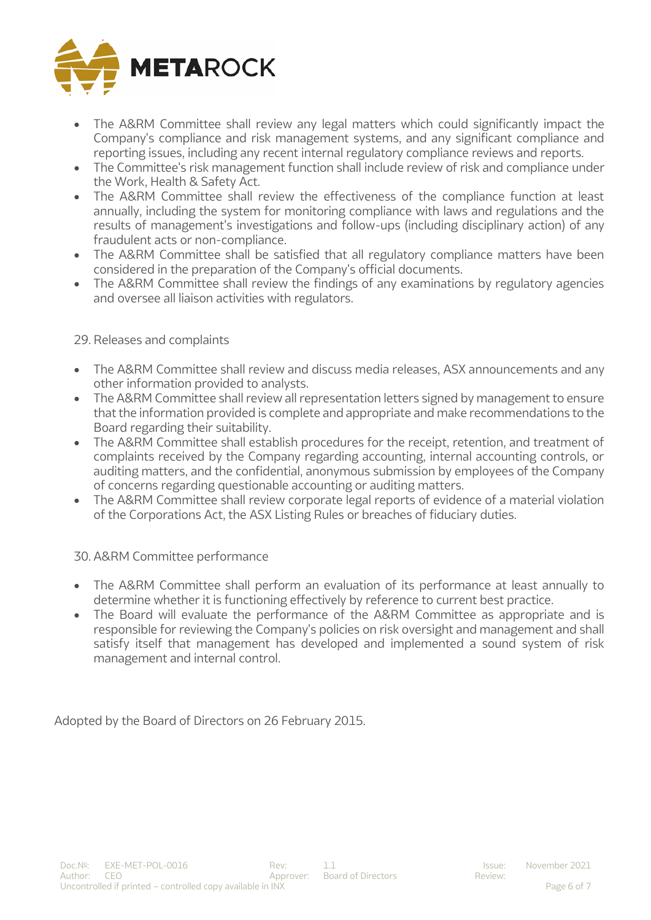- The A&RM Committee shall review any legal matters which could significantly impact the Company's compliance and risk management systems, and any significant compliance and reporting issues, including any recent internal regulatory compliance reviews and reports.
- The Committee's risk management function shall include review of risk and compliance under the Work, Health & Safety Act.
- The A&RM Committee shall review the effectiveness of the compliance function at least annually, including the system for monitoring compliance with laws and regulations and the results of management's investigations and follow-ups (including disciplinary action) of any fraudulent acts or non-compliance.
- The A&RM Committee shall be satisfied that all regulatory compliance matters have been considered in the preparation of the Company's official documents.
- The A&RM Committee shall review the findings of any examinations by regulatory agencies and oversee all liaison activities with regulators.

29. Releases and complaints

- The A&RM Committee shall review and discuss media releases, ASX announcements and any other information provided to analysts.
- The A&RM Committee shall review all representation letters signed by management to ensure that the information provided is complete and appropriate and make recommendations to the Board regarding their suitability.
- The A&RM Committee shall establish procedures for the receipt, retention, and treatment of complaints received by the Company regarding accounting, internal accounting controls, or auditing matters, and the confidential, anonymous submission by employees of the Company of concerns regarding questionable accounting or auditing matters.
- The A&RM Committee shall review corporate legal reports of evidence of a material violation of the Corporations Act, the ASX Listing Rules or breaches of fiduciary duties.

30. A&RM Committee performance

- The A&RM Committee shall perform an evaluation of its performance at least annually to determine whether it is functioning effectively by reference to current best practice.
- The Board will evaluate the performance of the A&RM Committee as appropriate and is responsible for reviewing the Company's policies on risk oversight and management and shall satisfy itself that management has developed and implemented a sound system of risk management and internal control.

Adopted by the Board of Directors on 26 February 2015.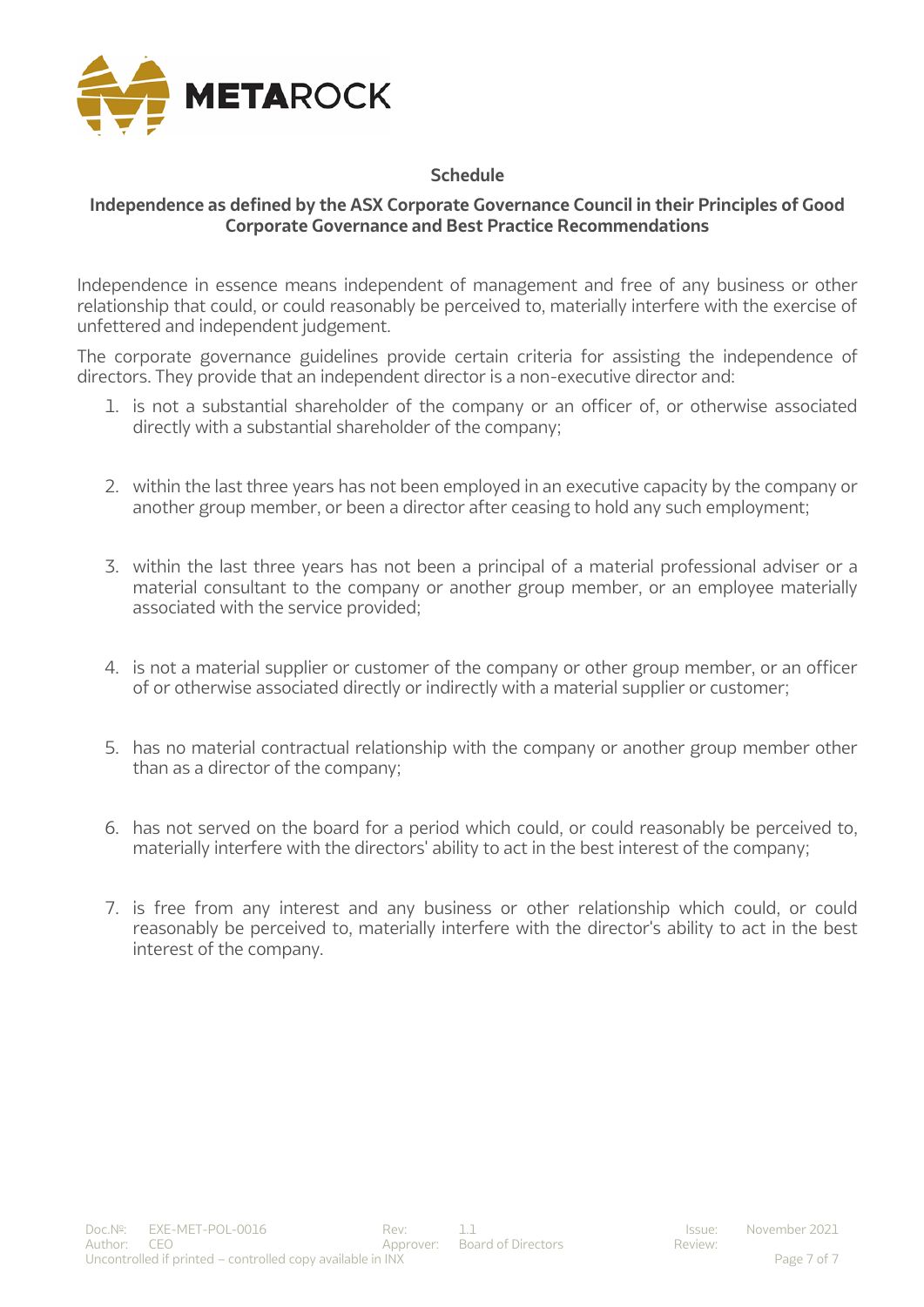## Schedule

### Independence as defined by the ASX Corporate Governance Council in their Principles of Good Corporate Governance and Best Practice Recommendations

Independence in essence means independent of management and free of any business or other relationship that could, or could reasonably be perceived to, materially interfere with the exercise of unfettered and independent judgement.

The corporate governance guidelines provide certain criteria for assisting the independence of directors. They provide that an independent director is a non-executive director and:

1. is not a substantial shareholder of the company or an officer of, or otherwise associated directly with a substantial shareholder of the company;
2. within the last three years has not been employed in an executive capacity by the company or another group member, or been a director after ceasing to hold any such employment;
3. within the last three years has not been a principal of a material professional adviser or a material consultant to the company or another group member, or an employee materially associated with the service provided;
4. is not a material supplier or customer of the company or other group member, or an officer of or otherwise associated directly or indirectly with a material supplier or customer;
5. has no material contractual relationship with the company or another group member other than as a director of the company;
6. has not served on the board for a period which could, or could reasonably be perceived to, materially interfere with the directors' ability to act in the best interest of the company;
7. is free from any interest and any business or other relationship which could, or could reasonably be perceived to, materially interfere with the director's ability to act in the best interest of the company.